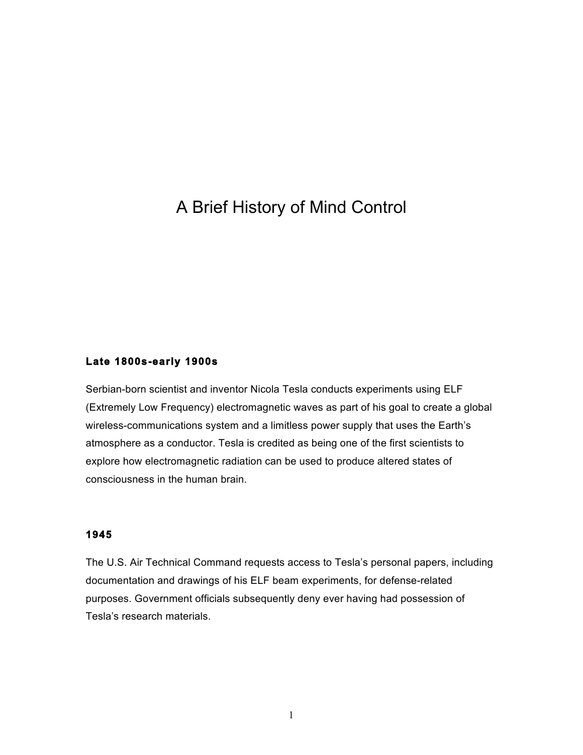# A Brief History of Mind Control

### Late 1800s-early 1900s

Serbian-born scientist and inventor Nicola Tesla conducts experiments using ELF (Extremely Low Frequency) electromagnetic waves as part of his goal to create a global wireless-communications system and a limitless power supply that uses the Earth's atmosphere as a conductor. Tesla is credited as being one of the first scientists to explore how electromagnetic radiation can be used to produce altered states of consciousness in the human brain.

### 1945

The U.S. Air Technical Command requests access to Tesla's personal papers, including documentation and drawings of his ELF beam experiments, for defense-related purposes. Government officials subsequently deny ever having had possession of Tesla's research materials.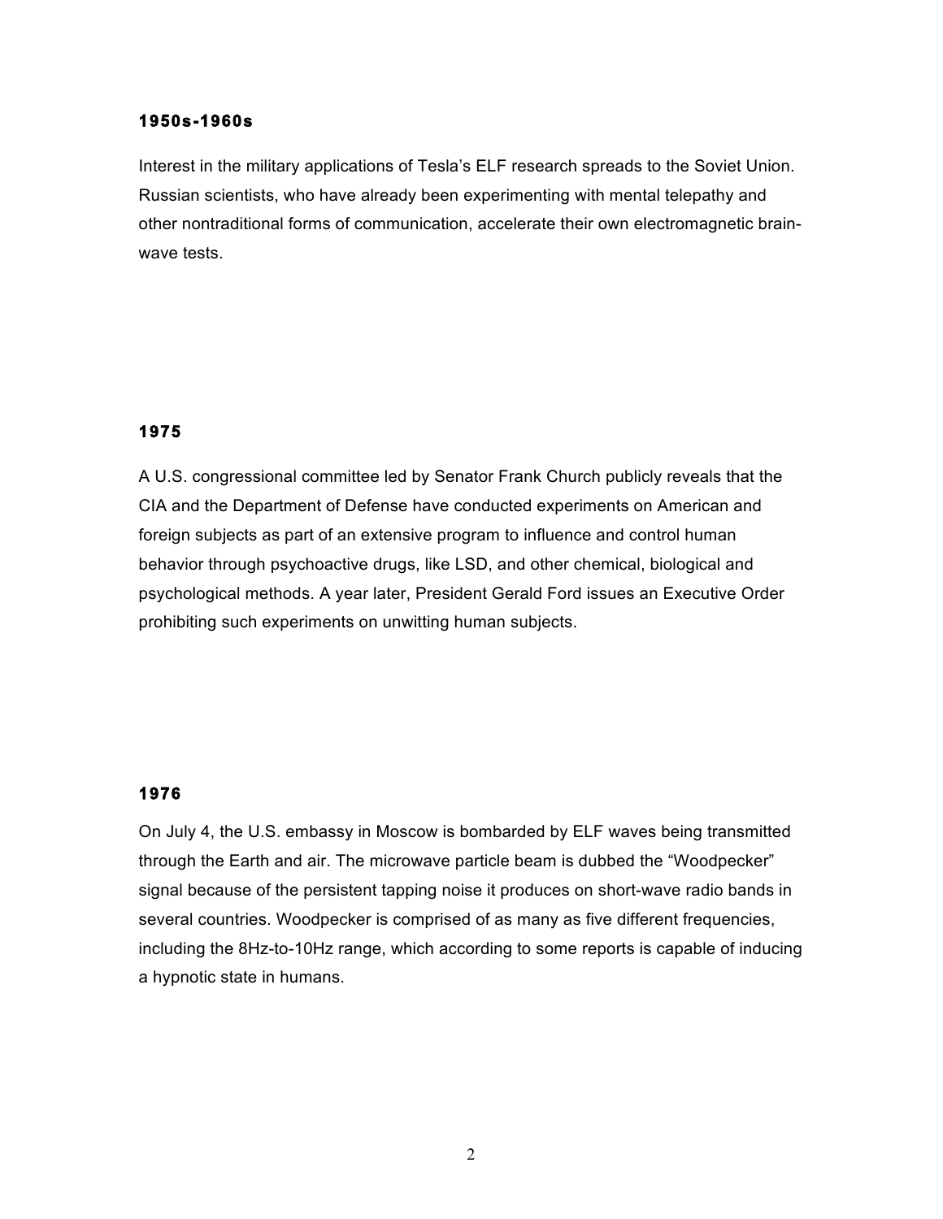### 1950s-1960s

Interest in the military applications of Tesla's ELF research spreads to the Soviet Union. Russian scientists, who have already been experimenting with mental telepathy and other nontraditional forms of communication, accelerate their own electromagnetic brain-wave tests.

### 1975

A U.S. congressional committee led by Senator Frank Church publicly reveals that the CIA and the Department of Defense have conducted experiments on American and foreign subjects as part of an extensive program to influence and control human behavior through psychoactive drugs, like LSD, and other chemical, biological and psychological methods. A year later, President Gerald Ford issues an Executive Order prohibiting such experiments on unwitting human subjects.

### 1976

On July 4, the U.S. embassy in Moscow is bombarded by ELF waves being transmitted through the Earth and air. The microwave particle beam is dubbed the "Woodpecker" signal because of the persistent tapping noise it produces on short-wave radio bands in several countries. Woodpecker is comprised of as many as five different frequencies, including the 8Hz-to-10Hz range, which according to some reports is capable of inducing a hypnotic state in humans.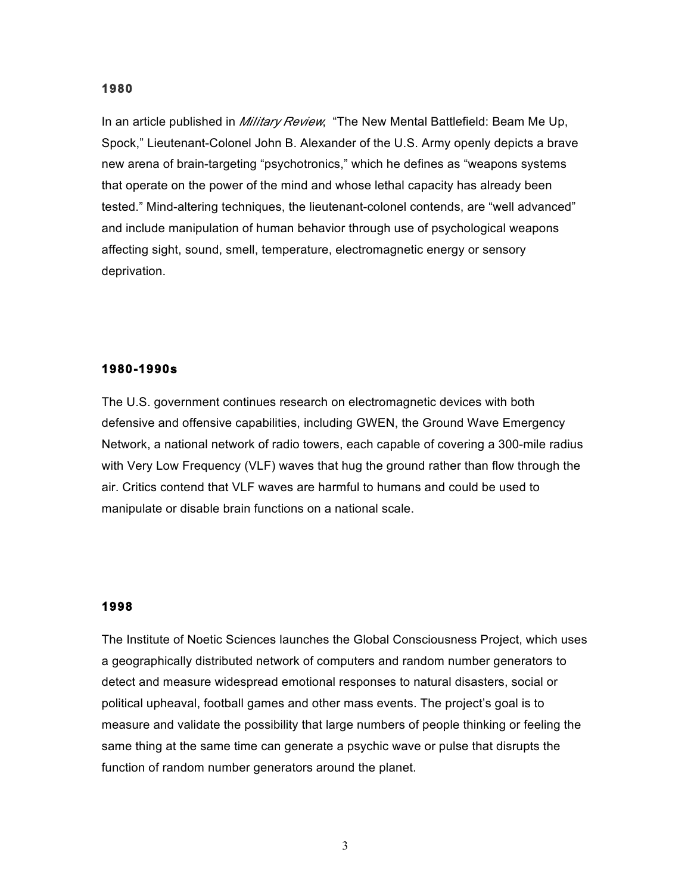### 1980

In an article published in *Military Review*; "The New Mental Battlefield: Beam Me Up, Spock," Lieutenant-Colonel John B. Alexander of the U.S. Army openly depicts a brave new arena of brain-targeting "psychotronics," which he defines as "weapons systems that operate on the power of the mind and whose lethal capacity has already been tested." Mind-altering techniques, the lieutenant-colonel contends, are "well advanced" and include manipulation of human behavior through use of psychological weapons affecting sight, sound, smell, temperature, electromagnetic energy or sensory deprivation.

### 1980-1990s

The U.S. government continues research on electromagnetic devices with both defensive and offensive capabilities, including GWEN, the Ground Wave Emergency Network, a national network of radio towers, each capable of covering a 300-mile radius with Very Low Frequency (VLF) waves that hug the ground rather than flow through the air. Critics contend that VLF waves are harmful to humans and could be used to manipulate or disable brain functions on a national scale.

### 1998

The Institute of Noetic Sciences launches the Global Consciousness Project, which uses a geographically distributed network of computers and random number generators to detect and measure widespread emotional responses to natural disasters, social or political upheaval, football games and other mass events. The project's goal is to measure and validate the possibility that large numbers of people thinking or feeling the same thing at the same time can generate a psychic wave or pulse that disrupts the function of random number generators around the planet.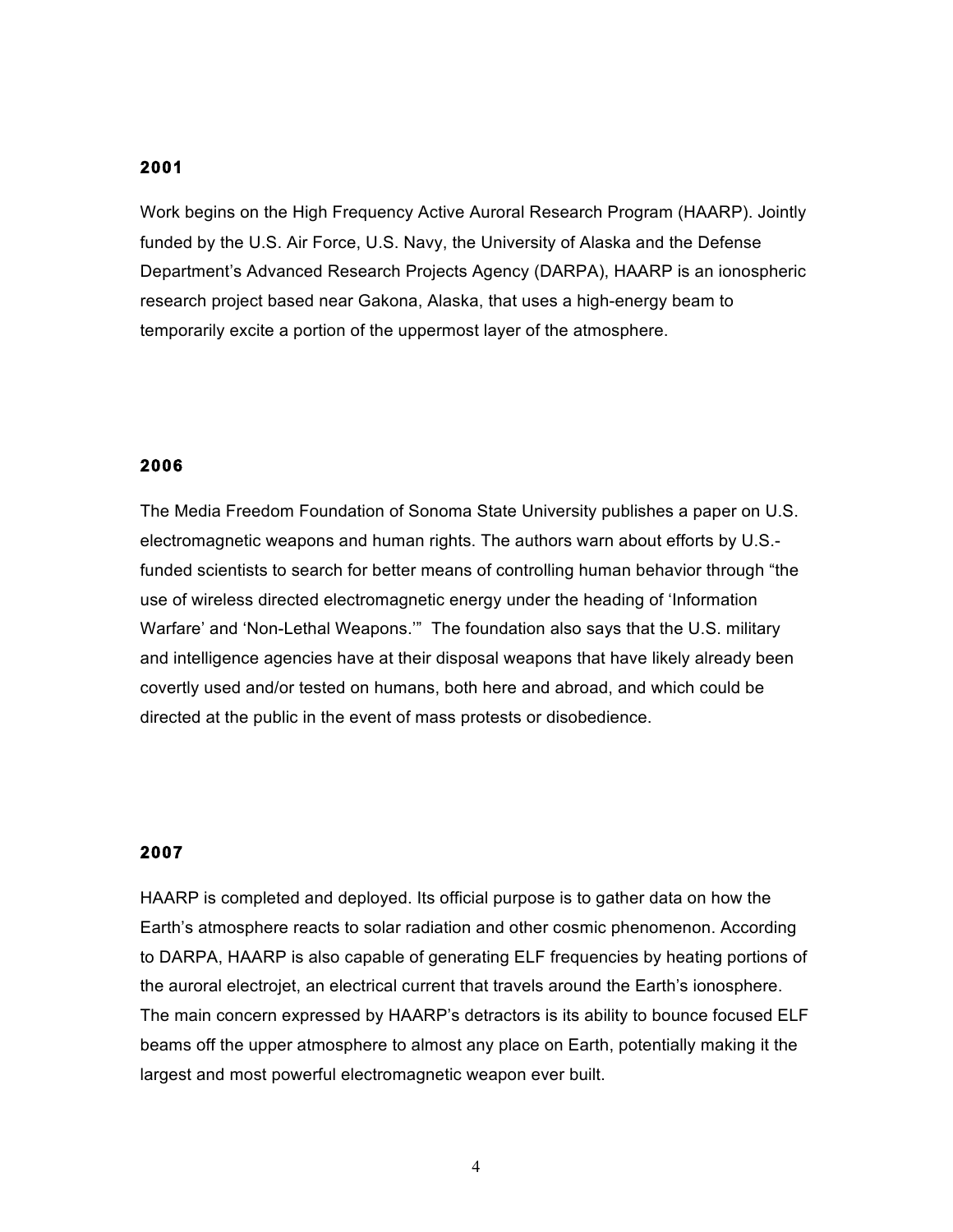**2001**

Work begins on the High Frequency Active Auroral Research Program (HAARP). Jointly funded by the U.S. Air Force, U.S. Navy, the University of Alaska and the Defense Department's Advanced Research Projects Agency (DARPA), HAARP is an ionospheric research project based near Gakona, Alaska, that uses a high-energy beam to temporarily excite a portion of the uppermost layer of the atmosphere.

**2006**

The Media Freedom Foundation of Sonoma State University publishes a paper on U.S. electromagnetic weapons and human rights. The authors warn about efforts by U.S.-funded scientists to search for better means of controlling human behavior through "the use of wireless directed electromagnetic energy under the heading of 'Information Warfare' and 'Non-Lethal Weapons.'" The foundation also says that the U.S. military and intelligence agencies have at their disposal weapons that have likely already been covertly used and/or tested on humans, both here and abroad, and which could be directed at the public in the event of mass protests or disobedience.

**2007**

HAARP is completed and deployed. Its official purpose is to gather data on how the Earth's atmosphere reacts to solar radiation and other cosmic phenomenon. According to DARPA, HAARP is also capable of generating ELF frequencies by heating portions of the auroral electrojet, an electrical current that travels around the Earth's ionosphere. The main concern expressed by HAARP's detractors is its ability to bounce focused ELF beams off the upper atmosphere to almost any place on Earth, potentially making it the largest and most powerful electromagnetic weapon ever built.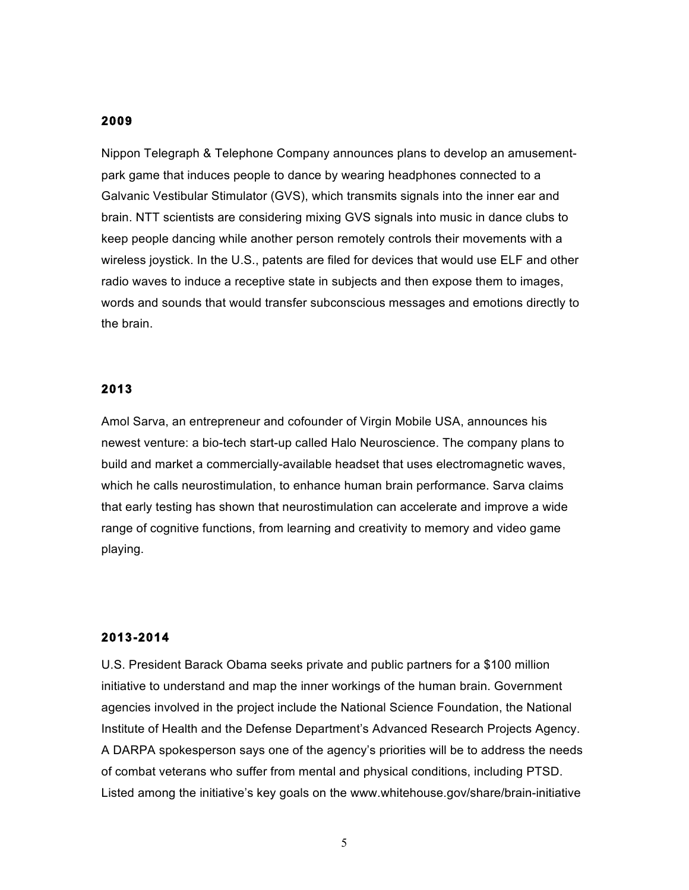### 2009

Nippon Telegraph & Telephone Company announces plans to develop an amusement-park game that induces people to dance by wearing headphones connected to a Galvanic Vestibular Stimulator (GVS), which transmits signals into the inner ear and brain. NTT scientists are considering mixing GVS signals into music in dance clubs to keep people dancing while another person remotely controls their movements with a wireless joystick. In the U.S., patents are filed for devices that would use ELF and other radio waves to induce a receptive state in subjects and then expose them to images, words and sounds that would transfer subconscious messages and emotions directly to the brain.

### 2013

Amol Sarva, an entrepreneur and cofounder of Virgin Mobile USA, announces his newest venture: a bio-tech start-up called Halo Neuroscience. The company plans to build and market a commercially-available headset that uses electromagnetic waves, which he calls neurostimulation, to enhance human brain performance. Sarva claims that early testing has shown that neurostimulation can accelerate and improve a wide range of cognitive functions, from learning and creativity to memory and video game playing.

### 2013-2014

U.S. President Barack Obama seeks private and public partners for a $100 million initiative to understand and map the inner workings of the human brain. Government agencies involved in the project include the National Science Foundation, the National Institute of Health and the Defense Department's Advanced Research Projects Agency. A DARPA spokesperson says one of the agency's priorities will be to address the needs of combat veterans who suffer from mental and physical conditions, including PTSD. Listed among the initiative's key goals on the www.whitehouse.gov/share/brain-initiative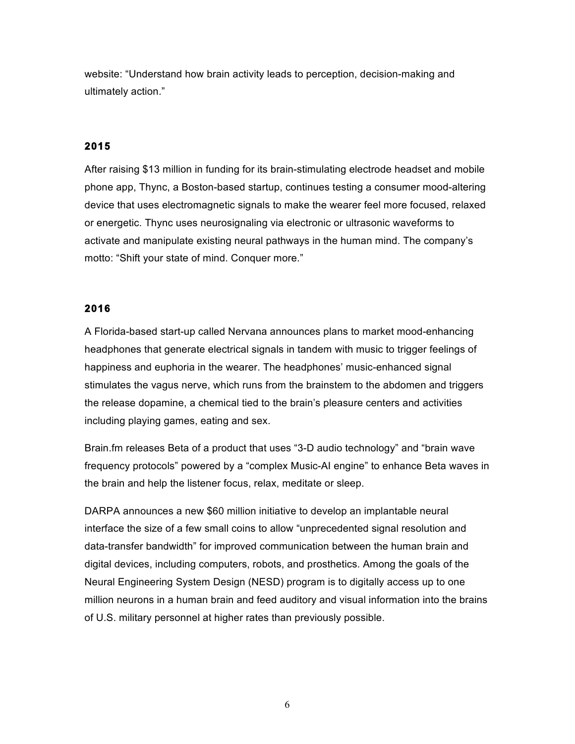website: "Understand how brain activity leads to perception, decision-making and ultimately action."

## 2015

After raising $13 million in funding for its brain-stimulating electrode headset and mobile phone app, Thync, a Boston-based startup, continues testing a consumer mood-altering device that uses electromagnetic signals to make the wearer feel more focused, relaxed or energetic. Thync uses neurosignaling via electronic or ultrasonic waveforms to activate and manipulate existing neural pathways in the human mind. The company's motto: "Shift your state of mind. Conquer more."

## 2016

A Florida-based start-up called Nervana announces plans to market mood-enhancing headphones that generate electrical signals in tandem with music to trigger feelings of happiness and euphoria in the wearer. The headphones' music-enhanced signal stimulates the vagus nerve, which runs from the brainstem to the abdomen and triggers the release dopamine, a chemical tied to the brain's pleasure centers and activities including playing games, eating and sex.

Brain.fm releases Beta of a product that uses "3-D audio technology" and "brain wave frequency protocols" powered by a "complex Music-AI engine" to enhance Beta waves in the brain and help the listener focus, relax, meditate or sleep.

DARPA announces a new $60 million initiative to develop an implantable neural interface the size of a few small coins to allow "unprecedented signal resolution and data-transfer bandwidth" for improved communication between the human brain and digital devices, including computers, robots, and prosthetics. Among the goals of the Neural Engineering System Design (NESD) program is to digitally access up to one million neurons in a human brain and feed auditory and visual information into the brains of U.S. military personnel at higher rates than previously possible.